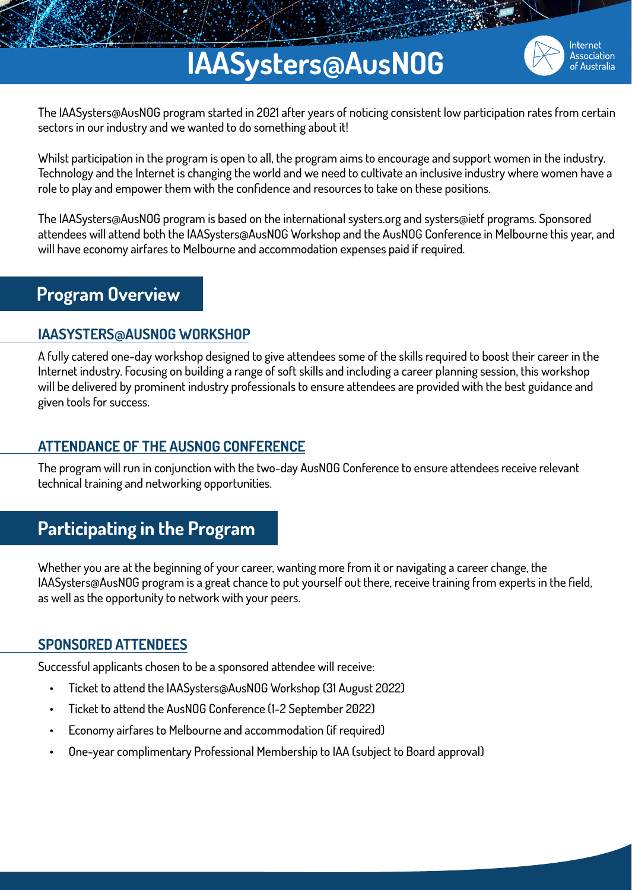# IAASysters@AusNOG

Internet Association of Australia

The IAASysters@AusNOG program started in 2021 after years of noticing consistent low participation rates from certain sectors in our industry and we wanted to do something about it!

Whilst participation in the program is open to all, the program aims to encourage and support women in the industry. Technology and the Internet is changing the world and we need to cultivate an inclusive industry where women have a role to play and empower them with the confidence and resources to take on these positions.

The IAASysters@AusNOG program is based on the international systers.org and systers@ietf programs. Sponsored attendees will attend both the IAASysters@AusNOG Workshop and the AusNOG Conference in Melbourne this year, and will have economy airfares to Melbourne and accommodation expenses paid if required.

## Program Overview

### IAASYSTERS@AUSNOG WORKSHOP

A fully catered one-day workshop designed to give attendees some of the skills required to boost their career in the Internet industry. Focusing on building a range of soft skills and including a career planning session, this workshop will be delivered by prominent industry professionals to ensure attendees are provided with the best guidance and given tools for success.

### ATTENDANCE OF THE AUSNOG CONFERENCE

The program will run in conjunction with the two-day AusNOG Conference to ensure attendees receive relevant technical training and networking opportunities.

## Participating in the Program

Whether you are at the beginning of your career, wanting more from it or navigating a career change, the IAASysters@AusNOG program is a great chance to put yourself out there, receive training from experts in the field, as well as the opportunity to network with your peers.

### SPONSORED ATTENDEES

Successful applicants chosen to be a sponsored attendee will receive:

- Ticket to attend the IAASysters@AusNOG Workshop (31 August 2022)
- Ticket to attend the AusNOG Conference (1-2 September 2022)
- Economy airfares to Melbourne and accommodation (if required)
- One-year complimentary Professional Membership to IAA (subject to Board approval)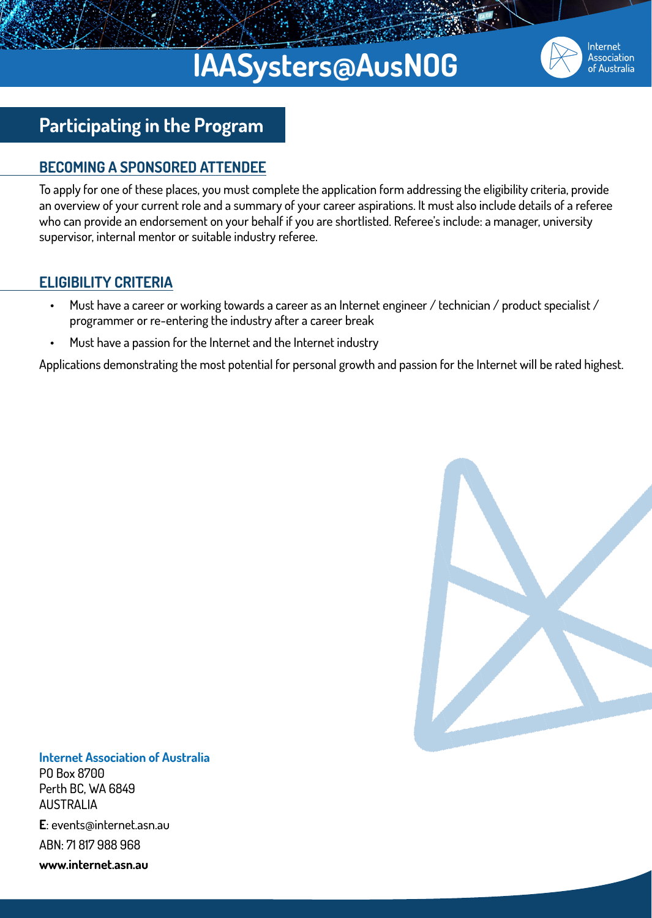# IAASysters@AusNOG

## Participating in the Program

### BECOMING A SPONSORED ATTENDEE

To apply for one of these places, you must complete the application form addressing the eligibility criteria, provide an overview of your current role and a summary of your career aspirations. It must also include details of a referee who can provide an endorsement on your behalf if you are shortlisted. Referee's include: a manager, university supervisor, internal mentor or suitable industry referee.

### ELIGIBILITY CRITERIA

- Must have a career or working towards a career as an Internet engineer / technician / product specialist / programmer or re-entering the industry after a career break
- Must have a passion for the Internet and the Internet industry

Applications demonstrating the most potential for personal growth and passion for the Internet will be rated highest.

**Internet Association of Australia**
PO Box 8700
Perth BC, WA 6849
AUSTRALIA

**E**: events@internet.asn.au

ABN: 71 817 988 968

**www.internet.asn.au**